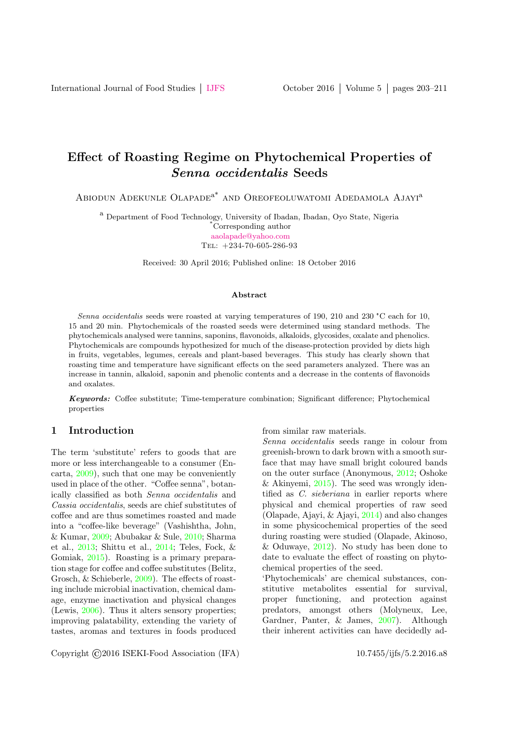# Effect of Roasting Regime on Phytochemical Properties of *Senna occidentalis* Seeds

Abiodun Adekunle Olapade[a*] and Oreofeoluwatomi Adedamola Ajayi[a]

[a] Department of Food Technology, University of Ibadan, Ibadan, Oyo State, Nigeria
[*]Corresponding author
aaolapade@yahoo.com
Tel: +234-70-605-286-93

Received: 30 April 2016; Published online: 18 October 2016

### Abstract

*Senna occidentalis* seeds were roasted at varying temperatures of 190, 210 and 230 °C each for 10, 15 and 20 min. Phytochemicals of the roasted seeds were determined using standard methods. The phytochemicals analysed were tannins, saponins, flavonoids, alkaloids, glycosides, oxalate and phenolics. Phytochemicals are compounds hypothesized for much of the disease-protection provided by diets high in fruits, vegetables, legumes, cereals and plant-based beverages. This study has clearly shown that roasting time and temperature have significant effects on the seed parameters analyzed. There was an increase in tannin, alkaloid, saponin and phenolic contents and a decrease in the contents of flavonoids and oxalates.

***Keywords:*** Coffee substitute; Time-temperature combination; Significant difference; Phytochemical properties

## 1 Introduction

The term 'substitute' refers to goods that are more or less interchangeable to a consumer (Encarta, 2009), such that one may be conveniently used in place of the other. "Coffee senna", botanically classified as both *Senna occidentalis* and *Cassia occidentalis*, seeds are chief substitutes of coffee and are thus sometimes roasted and made into a "coffee-like beverage" (Vashishtha, John, & Kumar, 2009; Abubakar & Sule, 2010; Sharma et al., 2013; Shittu et al., 2014; Teles, Fock, & Gomiak, 2015). Roasting is a primary preparation stage for coffee and coffee substitutes (Belitz, Grosch, & Schieberle, 2009). The effects of roasting include microbial inactivation, chemical damage, enzyme inactivation and physical changes (Lewis, 2006). Thus it alters sensory properties; improving palatability, extending the variety of tastes, aromas and textures in foods produced from similar raw materials.

*Senna occidentalis* seeds range in colour from greenish-brown to dark brown with a smooth surface that may have small bright coloured bands on the outer surface (Anonymous, 2012; Oshoke & Akinyemi, 2015). The seed was wrongly identified as *C. sieberiana* in earlier reports where physical and chemical properties of raw seed (Olapade, Ajayi, & Ajayi, 2014) and also changes in some physicochemical properties of the seed during roasting were studied (Olapade, Akinoso, & Oduwaye, 2012). No study has been done to date to evaluate the effect of roasting on phytochemical properties of the seed.

'Phytochemicals' are chemical substances, constitutive metabolites essential for survival, proper functioning, and protection against predators, amongst others (Molyneux, Lee, Gardner, Panter, & James, 2007). Although their inherent activities can have decidedly ad-

Copyright ©2016 ISEKI-Food Association (IFA) 10.7455/ijfs/5.2.2016.a8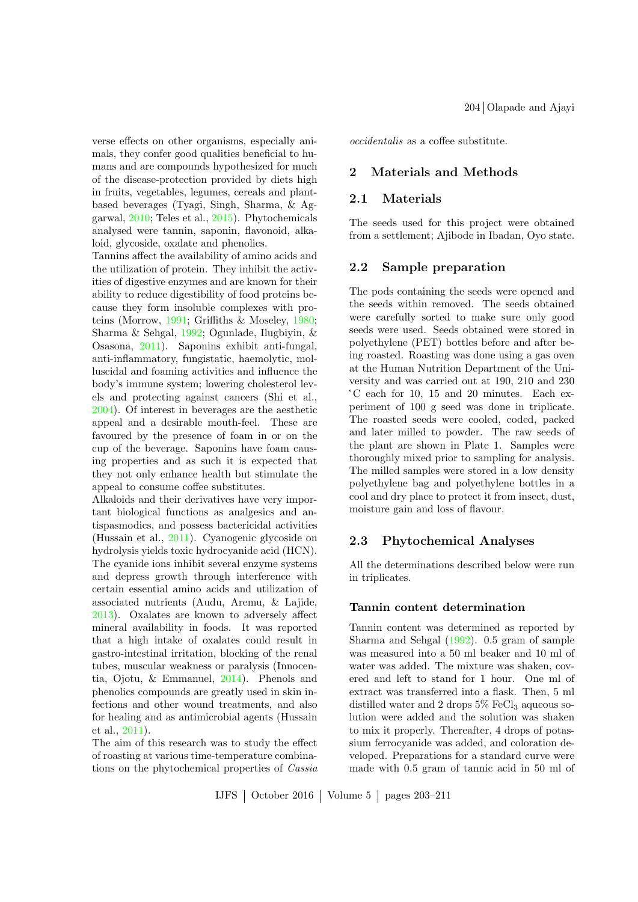verse effects on other organisms, especially animals, they confer good qualities beneficial to humans and are compounds hypothesized for much of the disease-protection provided by diets high in fruits, vegetables, legumes, cereals and plant-based beverages (Tyagi, Singh, Sharma, & Aggarwal, 2010; Teles et al., 2015). Phytochemicals analysed were tannin, saponin, flavonoid, alkaloid, glycoside, oxalate and phenolics.

Tannins affect the availability of amino acids and the utilization of protein. They inhibit the activities of digestive enzymes and are known for their ability to reduce digestibility of food proteins because they form insoluble complexes with proteins (Morrow, 1991; Griffiths & Moseley, 1980; Sharma & Sehgal, 1992; Ogunlade, Ilugbiyin, & Osasona, 2011). Saponins exhibit anti-fungal, anti-inflammatory, fungistatic, haemolytic, molluscidal and foaming activities and influence the body's immune system; lowering cholesterol levels and protecting against cancers (Shi et al., 2004). Of interest in beverages are the aesthetic appeal and a desirable mouth-feel. These are favoured by the presence of foam in or on the cup of the beverage. Saponins have foam causing properties and as such it is expected that they not only enhance health but stimulate the appeal to consume coffee substitutes.

Alkaloids and their derivatives have very important biological functions as analgesics and antispasmodics, and possess bactericidal activities (Hussain et al., 2011). Cyanogenic glycoside on hydrolysis yields toxic hydrocyanide acid (HCN). The cyanide ions inhibit several enzyme systems and depress growth through interference with certain essential amino acids and utilization of associated nutrients (Audu, Aremu, & Lajide, 2013). Oxalates are known to adversely affect mineral availability in foods. It was reported that a high intake of oxalates could result in gastro-intestinal irritation, blocking of the renal tubes, muscular weakness or paralysis (Innocentia, Ojotu, & Emmanuel, 2014). Phenols and phenolics compounds are greatly used in skin infections and other wound treatments, and also for healing and as antimicrobial agents (Hussain et al., 2011).

The aim of this research was to study the effect of roasting at various time-temperature combinations on the phytochemical properties of *Cassia occidentalis* as a coffee substitute.

## 2 Materials and Methods

### 2.1 Materials

The seeds used for this project were obtained from a settlement; Ajibode in Ibadan, Oyo state.

### 2.2 Sample preparation

The pods containing the seeds were opened and the seeds within removed. The seeds obtained were carefully sorted to make sure only good seeds were used. Seeds obtained were stored in polyethylene (PET) bottles before and after being roasted. Roasting was done using a gas oven at the Human Nutrition Department of the University and was carried out at 190, 210 and 230 ˚C each for 10, 15 and 20 minutes. Each experiment of 100 g seed was done in triplicate. The roasted seeds were cooled, coded, packed and later milled to powder. The raw seeds of the plant are shown in Plate 1. Samples were thoroughly mixed prior to sampling for analysis. The milled samples were stored in a low density polyethylene bag and polyethylene bottles in a cool and dry place to protect it from insect, dust, moisture gain and loss of flavour.

### 2.3 Phytochemical Analyses

All the determinations described below were run in triplicates.

#### Tannin content determination

Tannin content was determined as reported by Sharma and Sehgal (1992). 0.5 gram of sample was measured into a 50 ml beaker and 10 ml of water was added. The mixture was shaken, covered and left to stand for 1 hour. One ml of extract was transferred into a flask. Then, 5 ml distilled water and 2 drops 5% $FeCl_3$ aqueous solution were added and the solution was shaken to mix it properly. Thereafter, 4 drops of potassium ferrocyanide was added, and coloration developed. Preparations for a standard curve were made with 0.5 gram of tannic acid in 50 ml of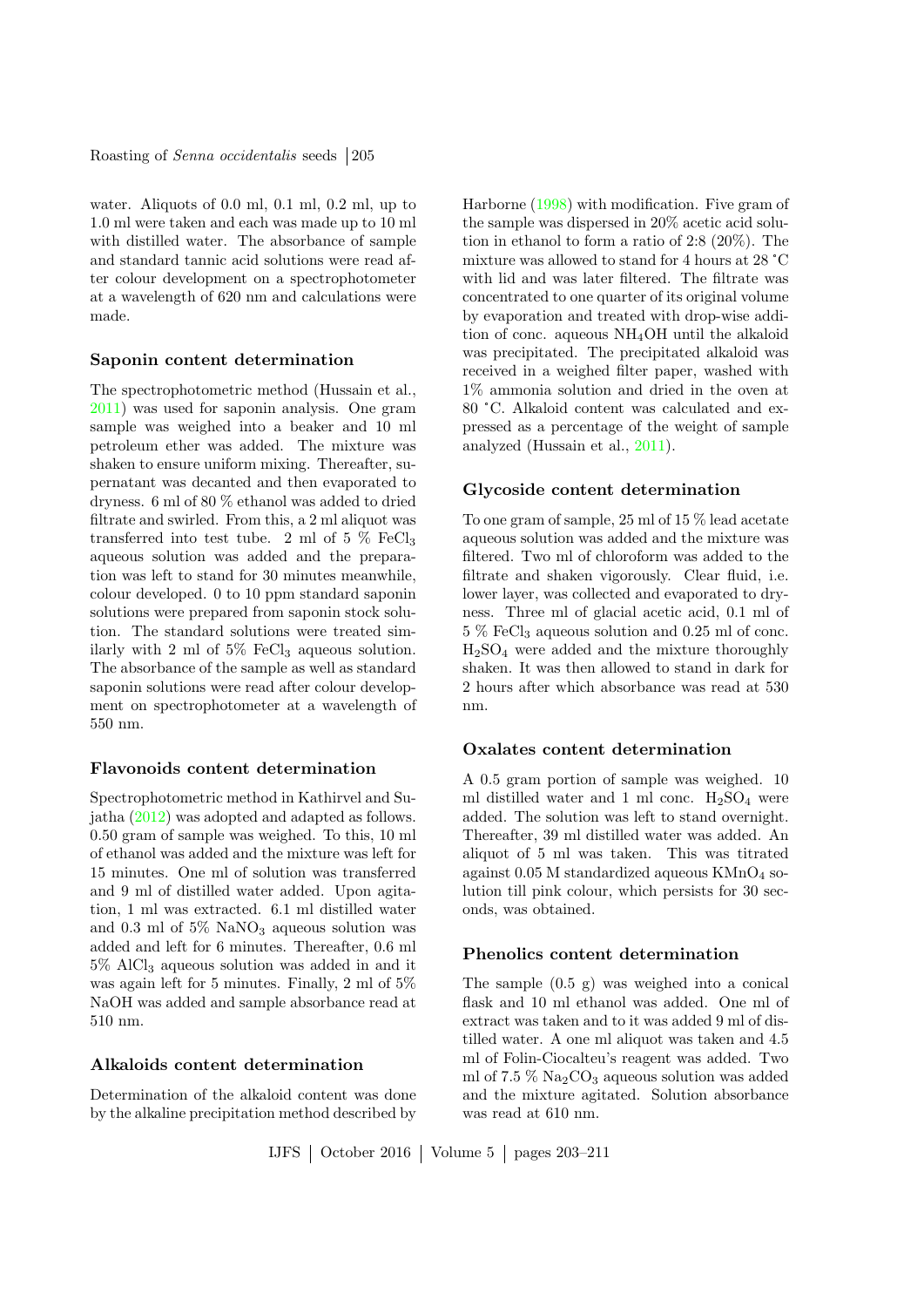water. Aliquots of 0.0 ml, 0.1 ml, 0.2 ml, up to 1.0 ml were taken and each was made up to 10 ml with distilled water. The absorbance of sample and standard tannic acid solutions were read after colour development on a spectrophotometer at a wavelength of 620 nm and calculations were made.

### Saponin content determination

The spectrophotometric method (Hussain et al., 2011) was used for saponin analysis. One gram sample was weighed into a beaker and 10 ml petroleum ether was added. The mixture was shaken to ensure uniform mixing. Thereafter, supernatant was decanted and then evaporated to dryness. 6 ml of 80 % ethanol was added to dried filtrate and swirled. From this, a 2 ml aliquot was transferred into test tube. 2 ml of 5 % $FeCl_3$ aqueous solution was added and the preparation was left to stand for 30 minutes meanwhile, colour developed. 0 to 10 ppm standard saponin solutions were prepared from saponin stock solution. The standard solutions were treated similarly with 2 ml of 5% $FeCl_3$ aqueous solution. The absorbance of the sample as well as standard saponin solutions were read after colour development on spectrophotometer at a wavelength of 550 nm.

### Flavonoids content determination

Spectrophotometric method in Kathirvel and Sujatha (2012) was adopted and adapted as follows. 0.50 gram of sample was weighed. To this, 10 ml of ethanol was added and the mixture was left for 15 minutes. One ml of solution was transferred and 9 ml of distilled water added. Upon agitation, 1 ml was extracted. 6.1 ml distilled water and 0.3 ml of 5% $NaNO_3$ aqueous solution was added and left for 6 minutes. Thereafter, 0.6 ml 5% $AlCl_3$ aqueous solution was added in and it was again left for 5 minutes. Finally, 2 ml of 5% NaOH was added and sample absorbance read at 510 nm.

### Alkaloids content determination

Determination of the alkaloid content was done by the alkaline precipitation method described by Harborne (1998) with modification. Five gram of the sample was dispersed in 20% acetic acid solution in ethanol to form a ratio of 2:8 (20%). The mixture was allowed to stand for 4 hours at 28 ˚C with lid and was later filtered. The filtrate was concentrated to one quarter of its original volume by evaporation and treated with drop-wise addition of conc. aqueous $NH_4OH$ until the alkaloid was precipitated. The precipitated alkaloid was received in a weighed filter paper, washed with 1% ammonia solution and dried in the oven at 80 ˚C. Alkaloid content was calculated and expressed as a percentage of the weight of sample analyzed (Hussain et al., 2011).

### Glycoside content determination

To one gram of sample, 25 ml of 15 % lead acetate aqueous solution was added and the mixture was filtered. Two ml of chloroform was added to the filtrate and shaken vigorously. Clear fluid, i.e. lower layer, was collected and evaporated to dryness. Three ml of glacial acetic acid, 0.1 ml of 5 % $FeCl_3$ aqueous solution and 0.25 ml of conc. $H_2SO_4$ were added and the mixture thoroughly shaken. It was then allowed to stand in dark for 2 hours after which absorbance was read at 530 nm.

### Oxalates content determination

A 0.5 gram portion of sample was weighed. 10 ml distilled water and 1 ml conc. $H_2SO_4$ were added. The solution was left to stand overnight. Thereafter, 39 ml distilled water was added. An aliquot of 5 ml was taken. This was titrated against 0.05 M standardized aqueous $KMnO_4$ solution till pink colour, which persists for 30 seconds, was obtained.

### Phenolics content determination

The sample (0.5 g) was weighed into a conical flask and 10 ml ethanol was added. One ml of extract was taken and to it was added 9 ml of distilled water. A one ml aliquot was taken and 4.5 ml of Folin-Ciocalteu's reagent was added. Two ml of 7.5 % $Na_2CO_3$ aqueous solution was added and the mixture agitated. Solution absorbance was read at 610 nm.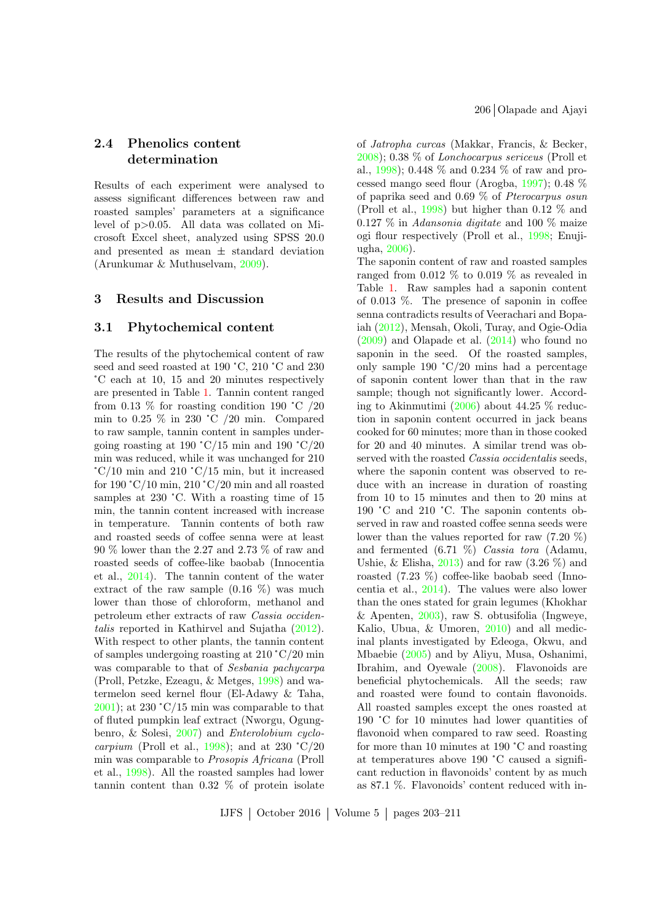## 2.4 Phenolics content determination

Results of each experiment were analysed to assess significant differences between raw and roasted samples' parameters at a significance level of $p>0.05$. All data was collated on Microsoft Excel sheet, analyzed using SPSS 20.0 and presented as mean ± standard deviation (Arunkumar & Muthuselvam, 2009).

# 3 Results and Discussion

## 3.1 Phytochemical content

The results of the phytochemical content of raw seed and seed roasted at 190 ˚C, 210 ˚C and 230 ˚C each at 10, 15 and 20 minutes respectively are presented in Table 1. Tannin content ranged from 0.13 % for roasting condition 190 ˚C /20 min to 0.25 % in 230 ˚C /20 min. Compared to raw sample, tannin content in samples undergoing roasting at 190 ˚C/15 min and 190 ˚C/20 min was reduced, while it was unchanged for 210 ˚C/10 min and 210 ˚C/15 min, but it increased for 190 ˚C/10 min, 210 ˚C/20 min and all roasted samples at 230 ˚C. With a roasting time of 15 min, the tannin content increased with increase in temperature. Tannin contents of both raw and roasted seeds of coffee senna were at least 90 % lower than the 2.27 and 2.73 % of raw and roasted seeds of coffee-like baobab (Innocentia et al., 2014). The tannin content of the water extract of the raw sample (0.16 %) was much lower than those of chloroform, methanol and petroleum ether extracts of raw *Cassia occidentalis* reported in Kathirvel and Sujatha (2012). With respect to other plants, the tannin content of samples undergoing roasting at 210 ˚C/20 min was comparable to that of *Sesbania pachycarpa* (Proll, Petzke, Ezeagu, & Metges, 1998) and watermelon seed kernel flour (El-Adawy & Taha, 2001); at 230 ˚C/15 min was comparable to that of fluted pumpkin leaf extract (Nworgu, Ogungbenro, & Solesi, 2007) and *Enterolobium cyclocarpium* (Proll et al., 1998); and at 230 ˚C/20 min was comparable to *Prosopis Africana* (Proll et al., 1998). All the roasted samples had lower tannin content than 0.32 % of protein isolate of *Jatropha curcas* (Makkar, Francis, & Becker, 2008); 0.38 % of *Lonchocarpus sericeus* (Proll et al., 1998); 0.448 % and 0.234 % of raw and processed mango seed flour (Arogba, 1997); 0.48 % of paprika seed and 0.69 % of *Pterocarpus osun* (Proll et al., 1998) but higher than 0.12 % and 0.127 % in *Adansonia digitate* and 100 % maize ogi flour respectively (Proll et al., 1998; Enujiugha, 2006).

The saponin content of raw and roasted samples ranged from 0.012 % to 0.019 % as revealed in Table 1. Raw samples had a saponin content of 0.013 %. The presence of saponin in coffee senna contradicts results of Veerachari and Bopaiah (2012), Mensah, Okoli, Turay, and Ogie-Odia (2009) and Olapade et al. (2014) who found no saponin in the seed. Of the roasted samples, only sample 190 ˚C/20 mins had a percentage of saponin content lower than that in the raw sample; though not significantly lower. According to Akinmutimi (2006) about 44.25 % reduction in saponin content occurred in jack beans cooked for 60 minutes; more than in those cooked for 20 and 40 minutes. A similar trend was observed with the roasted *Cassia occidentalis* seeds, where the saponin content was observed to reduce with an increase in duration of roasting from 10 to 15 minutes and then to 20 mins at 190 ˚C and 210 ˚C. The saponin contents observed in raw and roasted coffee senna seeds were lower than the values reported for raw (7.20 %) and fermented (6.71 %) *Cassia tora* (Adamu, Ushie, & Elisha, 2013) and for raw (3.26 %) and roasted (7.23 %) coffee-like baobab seed (Innocentia et al., 2014). The values were also lower than the ones stated for grain legumes (Khokhar & Apenten, 2003), raw S. obtusifolia (Ingweye, Kalio, Ubua, & Umoren, 2010) and all medicinal plants investigated by Edeoga, Okwu, and Mbaebie (2005) and by Aliyu, Musa, Oshanimi, Ibrahim, and Oyewale (2008). Flavonoids are beneficial phytochemicals. All the seeds; raw and roasted were found to contain flavonoids. All roasted samples except the ones roasted at 190 ˚C for 10 minutes had lower quantities of flavonoid when compared to raw seed. Roasting for more than 10 minutes at 190 ˚C and roasting at temperatures above 190 ˚C caused a significant reduction in flavonoids' content by as much as 87.1 %. Flavonoids' content reduced with in-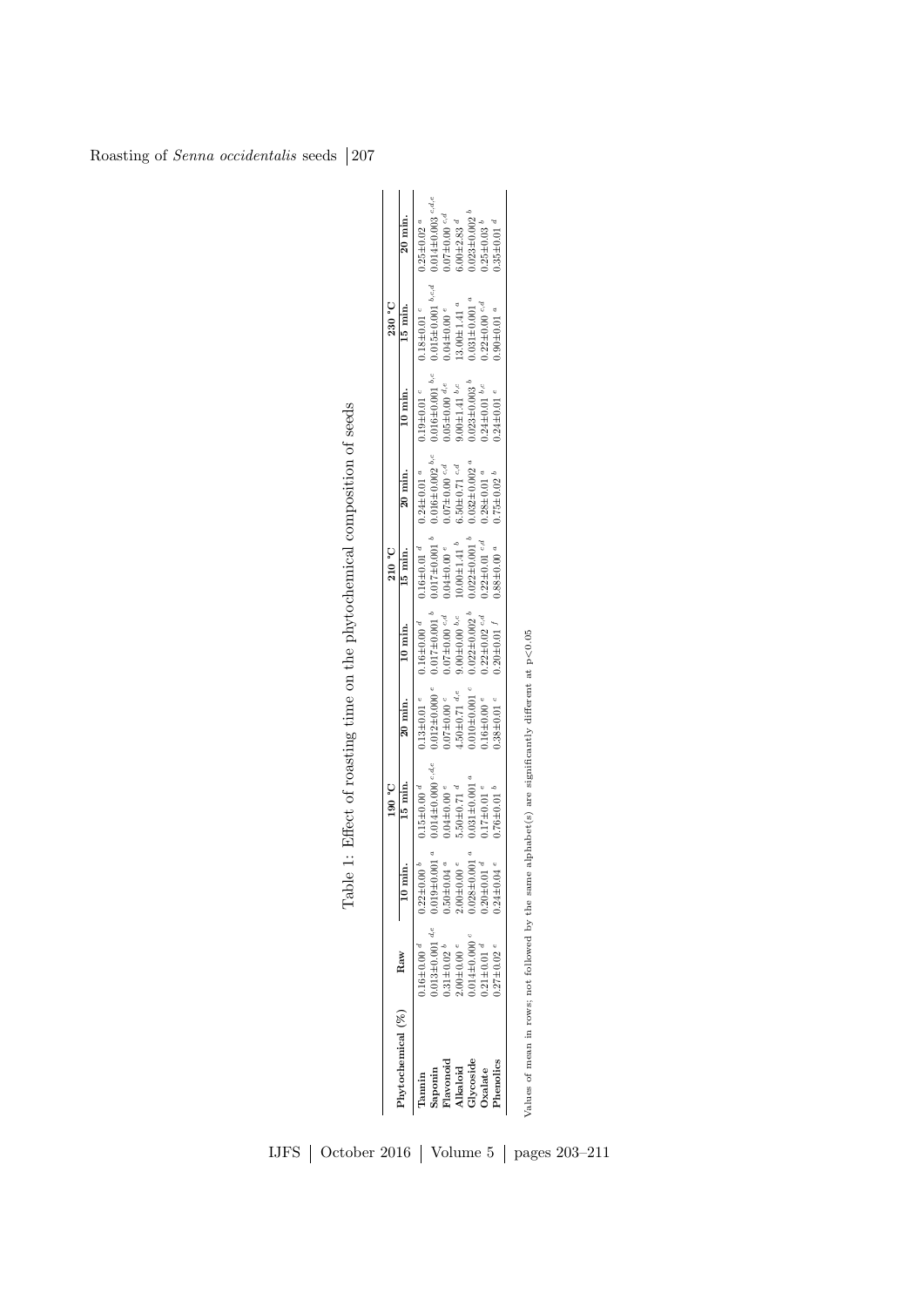Table 1: Effect of roasting time on the phytochemical composition of seeds

| Phytochemical (%) | Raw | 190 °C | | | 210 °C | | | 230 °C | | |
|---|---|---|---|---|---|---|---|---|---|---|
| | | 10 min. | 15 min. | 20 min. | 10 min. | 15 min. | 20 min. | 10 min. | 15 min. | 20 min. |
| **Tannin** | 0.16±0.00 $^{d}$ | 0.22±0.00 $^{b}$ | 0.15±0.00 $^{d}$ | 0.13±0.01 $^{e}$ | 0.16±0.00 $^{d}$ | 0.16±0.01 $^{d}$ | 0.24±0.01 $^{a}$ | 0.19±0.01 $^{c}$ | 0.18±0.01 $^{c}$ | 0.25±0.02 $^{a}$ |
| **Saponin** | 0.013±0.001 $^{d,e}$ | 0.019±0.001 $^{a}$ | 0.014±0.000 $^{c,d,e}$ | 0.012±0.000 $^{e}$ | 0.017±0.001 $^{b}$ | 0.017±0.001 $^{b}$ | 0.016±0.002 $^{b,c}$ | 0.016±0.001 $^{b,c}$ | 0.015±0.001 $^{b,c,d}$ | 0.014±0.003 $^{c,d,e}$ |
| **Flavonoid** | 0.31±0.02 $^{b}$ | 0.50±0.04 $^{a}$ | 0.04±0.00 $^{e}$ | 0.07±0.00 $^{c}$ | 0.07±0.00 $^{c,d}$ | 0.04±0.00 $^{e}$ | 0.07±0.00 $^{c,d}$ | 0.05±0.00 $^{d,e}$ | 0.04±0.00 $^{e}$ | 0.07±0.00 $^{c,d}$ |
| **Alkaloid** | 2.00±0.00 $^{e}$ | 2.00±0.00 $^{e}$ | 5.50±0.71 $^{d}$ | 4.50±0.71 $^{d,e}$ | 9.00±0.00 $^{b,c}$ | 10.00±1.41 $^{b}$ | 6.50±0.71 $^{c,d}$ | 9.00±1.41 $^{b,c}$ | 13.00±1.41 $^{a}$ | 6.00±2.83 $^{d}$ |
| **Glycoside** | 0.014±0.000 $^{c}$ | 0.028±0.001 $^{a}$ | 0.031±0.001 $^{a}$ | 0.010±0.001 $^{c}$ | 0.022±0.002 $^{b}$ | 0.022±0.001 $^{b}$ | 0.032±0.002 $^{a}$ | 0.023±0.003 $^{b}$ | 0.031±0.001 $^{a}$ | 0.023±0.002 $^{b}$ |
| **Oxalate** | 0.21±0.01 $^{d}$ | 0.20±0.01 $^{d}$ | 0.17±0.01 $^{e}$ | 0.16±0.00 $^{e}$ | 0.22±0.02 $^{c,d}$ | 0.22±0.01 $^{c,d}$ | 0.28±0.01 $^{a}$ | 0.24±0.01 $^{b,c}$ | 0.22±0.00 $^{c,d}$ | 0.25±0.03 $^{b}$ |
| **Phenolics** | 0.27±0.02 $^{e}$ | 0.24±0.04 $^{e}$ | 0.76±0.01 $^{b}$ | 0.38±0.01 $^{c}$ | 0.20±0.01 $^{f}$ | 0.88±0.00 $^{a}$ | 0.75±0.02 $^{b}$ | 0.24±0.01 $^{e}$ | 0.90±0.01 $^{a}$ | 0.35±0.01 $^{d}$ |

Values of mean in rows; not followed by the same alphabet(s) are significantly different at $p<0.05$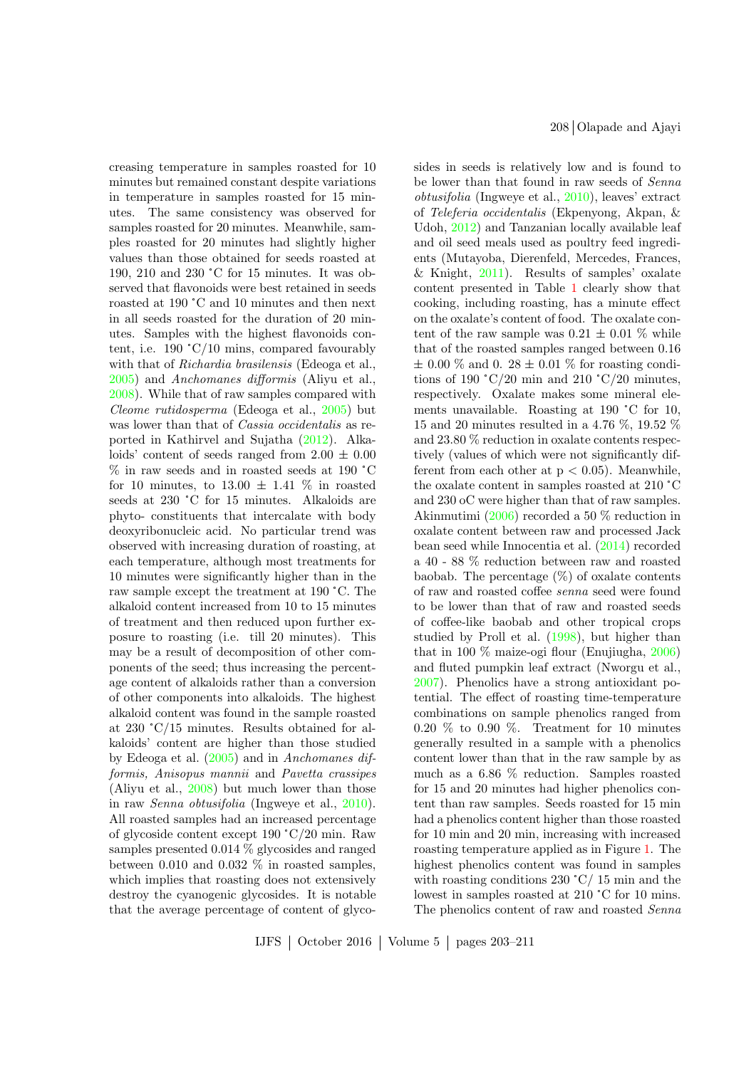creasing temperature in samples roasted for 10 minutes but remained constant despite variations in temperature in samples roasted for 15 minutes. The same consistency was observed for samples roasted for 20 minutes. Meanwhile, samples roasted for 20 minutes had slightly higher values than those obtained for seeds roasted at 190, 210 and 230 ˚C for 15 minutes. It was observed that flavonoids were best retained in seeds roasted at 190 ˚C and 10 minutes and then next in all seeds roasted for the duration of 20 minutes. Samples with the highest flavonoids content, i.e. 190 ˚C/10 mins, compared favourably with that of *Richardia brasilensis* (Edeoga et al., 2005) and *Anchomanes difformis* (Aliyu et al., 2008). While that of raw samples compared with *Cleome rutidosperma* (Edeoga et al., 2005) but was lower than that of *Cassia occidentalis* as reported in Kathirvel and Sujatha (2012). Alkaloids' content of seeds ranged from 2.00 ± 0.00 % in raw seeds and in roasted seeds at 190 ˚C for 10 minutes, to 13.00 ± 1.41 % in roasted seeds at 230 ˚C for 15 minutes. Alkaloids are phyto- constituents that intercalate with body deoxyribonucleic acid. No particular trend was observed with increasing duration of roasting, at each temperature, although most treatments for 10 minutes were significantly higher than in the raw sample except the treatment at 190 ˚C. The alkaloid content increased from 10 to 15 minutes of treatment and then reduced upon further exposure to roasting (i.e. till 20 minutes). This may be a result of decomposition of other components of the seed; thus increasing the percentage content of alkaloids rather than a conversion of other components into alkaloids. The highest alkaloid content was found in the sample roasted at 230 ˚C/15 minutes. Results obtained for alkaloids' content are higher than those studied by Edeoga et al. (2005) and in *Anchomanes difformis, Anisopus mannii* and *Pavetta crassipes* (Aliyu et al., 2008) but much lower than those in raw *Senna obtusifolia* (Ingweye et al., 2010). All roasted samples had an increased percentage of glycoside content except 190 ˚C/20 min. Raw samples presented 0.014 % glycosides and ranged between 0.010 and 0.032 % in roasted samples, which implies that roasting does not extensively destroy the cyanogenic glycosides. It is notable that the average percentage of content of glycosides in seeds is relatively low and is found to be lower than that found in raw seeds of *Senna obtusifolia* (Ingweye et al., 2010), leaves' extract of *Teleferia occidentalis* (Ekpenyong, Akpan, & Udoh, 2012) and Tanzanian locally available leaf and oil seed meals used as poultry feed ingredients (Mutayoba, Dierenfeld, Mercedes, Frances, & Knight, 2011). Results of samples' oxalate content presented in Table 1 clearly show that cooking, including roasting, has a minute effect on the oxalate's content of food. The oxalate content of the raw sample was 0.21 ± 0.01 % while that of the roasted samples ranged between 0.16 ± 0.00 % and 0. 28 ± 0.01 % for roasting conditions of 190 ˚C/20 min and 210 ˚C/20 minutes, respectively. Oxalate makes some mineral elements unavailable. Roasting at 190 ˚C for 10, 15 and 20 minutes resulted in a 4.76 %, 19.52 % and 23.80 % reduction in oxalate contents respectively (values of which were not significantly different from each other at $p < 0.05$). Meanwhile, the oxalate content in samples roasted at 210 ˚C and 230 oC were higher than that of raw samples. Akinmutimi (2006) recorded a 50 % reduction in oxalate content between raw and processed Jack bean seed while Innocentia et al. (2014) recorded a 40 - 88 % reduction between raw and roasted baobab. The percentage (%) of oxalate contents of raw and roasted coffee *senna* seed were found to be lower than that of raw and roasted seeds of coffee-like baobab and other tropical crops studied by Proll et al. (1998), but higher than that in 100 % maize-ogi flour (Enujiugha, 2006) and fluted pumpkin leaf extract (Nworgu et al., 2007). Phenolics have a strong antioxidant potential. The effect of roasting time-temperature combinations on sample phenolics ranged from 0.20 % to 0.90 %. Treatment for 10 minutes generally resulted in a sample with a phenolics content lower than that in the raw sample by as much as a 6.86 % reduction. Samples roasted for 15 and 20 minutes had higher phenolics content than raw samples. Seeds roasted for 15 min had a phenolics content higher than those roasted for 10 min and 20 min, increasing with increased roasting temperature applied as in Figure 1. The highest phenolics content was found in samples with roasting conditions 230 ˚C/ 15 min and the lowest in samples roasted at 210 ˚C for 10 mins. The phenolics content of raw and roasted *Senna*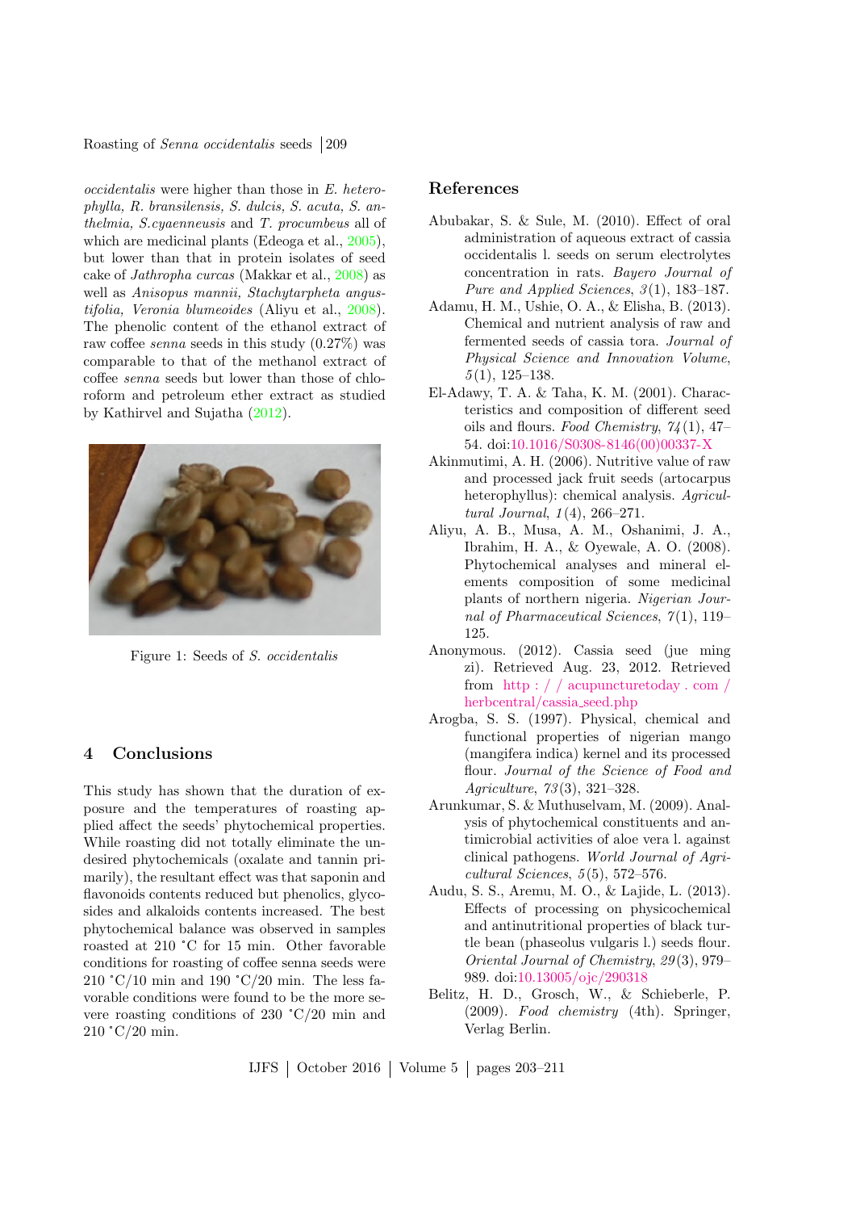*occidentalis* were higher than those in *E. heterophylla, R. bransilensis, S. dulcis, S. acuta, S. anthelmia, S.cyaenneusis* and *T. procumbeus* all of which are medicinal plants (Edeoga et al., 2005), but lower than that in protein isolates of seed cake of *Jathropha curcas* (Makkar et al., 2008) as well as *Anisopus mannii, Stachytarpheta angustifolia, Veronia blumeoides* (Aliyu et al., 2008). The phenolic content of the ethanol extract of raw coffee *senna* seeds in this study (0.27%) was comparable to that of the methanol extract of coffee *senna* seeds but lower than those of chloroform and petroleum ether extract as studied by Kathirvel and Sujatha (2012).

Figure 1: Seeds of *S. occidentalis*

## 4 Conclusions

This study has shown that the duration of exposure and the temperatures of roasting applied affect the seeds' phytochemical properties. While roasting did not totally eliminate the undesired phytochemicals (oxalate and tannin primarily), the resultant effect was that saponin and flavonoids contents reduced but phenolics, glycosides and alkaloids contents increased. The best phytochemical balance was observed in samples roasted at 210 °C for 15 min. Other favorable conditions for roasting of coffee senna seeds were 210 °C/10 min and 190 °C/20 min. The less favorable conditions were found to be the more severe roasting conditions of 230 °C/20 min and 210 °C/20 min.

## References

Abubakar, S. & Sule, M. (2010). Effect of oral administration of aqueous extract of cassia occidentalis l. seeds on serum electrolytes concentration in rats. *Bayero Journal of Pure and Applied Sciences*, *3*(1), 183–187.

Adamu, H. M., Ushie, O. A., & Elisha, B. (2013). Chemical and nutrient analysis of raw and fermented seeds of cassia tora. *Journal of Physical Science and Innovation Volume*, *5*(1), 125–138.

El-Adawy, T. A. & Taha, K. M. (2001). Characteristics and composition of different seed oils and flours. *Food Chemistry*, *74*(1), 47–54. doi:10.1016/S0308-8146(00)00337-X

Akinmutimi, A. H. (2006). Nutritive value of raw and processed jack fruit seeds (artocarpus heterophyllus): chemical analysis. *Agricultural Journal*, *1*(4), 266–271.

Aliyu, A. B., Musa, A. M., Oshanimi, J. A., Ibrahim, H. A., & Oyewale, A. O. (2008). Phytochemical analyses and mineral elements composition of some medicinal plants of northern nigeria. *Nigerian Journal of Pharmaceutical Sciences*, *7*(1), 119–125.

Anonymous. (2012). Cassia seed (jue ming zi). Retrieved Aug. 23, 2012. Retrieved from http://acupuncturetoday.com/herbcentral/cassia_seed.php

Arogba, S. S. (1997). Physical, chemical and functional properties of nigerian mango (mangifera indica) kernel and its processed flour. *Journal of the Science of Food and Agriculture*, *73*(3), 321–328.

Arunkumar, S. & Muthuselvam, M. (2009). Analysis of phytochemical constituents and antimicrobial activities of aloe vera l. against clinical pathogens. *World Journal of Agricultural Sciences*, *5*(5), 572–576.

Audu, S. S., Aremu, M. O., & Lajide, L. (2013). Effects of processing on physicochemical and antinutritional properties of black turtle bean (phaseolus vulgaris l.) seeds flour. *Oriental Journal of Chemistry*, *29*(3), 979–989. doi:10.13005/ojc/290318

Belitz, H. D., Grosch, W., & Schieberle, P. (2009). *Food chemistry* (4th). Springer, Verlag Berlin.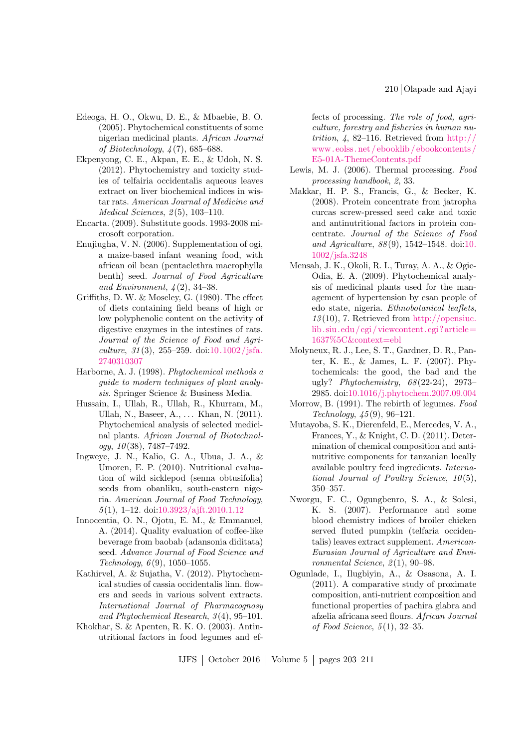Edeoga, H. O., Okwu, D. E., & Mbaebie, B. O. (2005). Phytochemical constituents of some nigerian medicinal plants. *African Journal of Biotechnology*, *4*(7), 685–688.

Ekpenyong, C. E., Akpan, E. E., & Udoh, N. S. (2012). Phytochemistry and toxicity studies of telfairia occidentalis aqueous leaves extract on liver biochemical indices in wistar rats. *American Journal of Medicine and Medical Sciences*, *2*(5), 103–110.

Encarta. (2009). Substitute goods. 1993-2008 microsoft corporation.

Enujiugha, V. N. (2006). Supplementation of ogi, a maize-based infant weaning food, with african oil bean (pentaclethra macrophylla benth) seed. *Journal of Food Agriculture and Environment*, *4*(2), 34–38.

Griffiths, D. W. & Moseley, G. (1980). The effect of diets containing field beans of high or low polyphenolic content on the activity of digestive enzymes in the intestines of rats. *Journal of the Science of Food and Agriculture*, *31*(3), 255–259. doi:10.1002/jsfa.2740310307

Harborne, A. J. (1998). *Phytochemical methods a guide to modern techniques of plant analysis*. Springer Science & Business Media.

Hussain, I., Ullah, R., Ullah, R., Khurram, M., Ullah, N., Baseer, A., ... Khan, N. (2011). Phytochemical analysis of selected medicinal plants. *African Journal of Biotechnology*, *10*(38), 7487–7492.

Ingweye, J. N., Kalio, G. A., Ubua, J. A., & Umoren, E. P. (2010). Nutritional evaluation of wild sicklepod (senna obtusifolia) seeds from obanliku, south-eastern nigeria. *American Journal of Food Technology*, *5*(1), 1–12. doi:10.3923/ajft.2010.1.12

Innocentia, O. N., Ojotu, E. M., & Emmanuel, A. (2014). Quality evaluation of coffee-like beverage from baobab (adansonia diditata) seed. *Advance Journal of Food Science and Technology*, *6*(9), 1050–1055.

Kathirvel, A. & Sujatha, V. (2012). Phytochemical studies of cassia occidentalis linn. flowers and seeds in various solvent extracts. *International Journal of Pharmacognosy and Phytochemical Research*, *3*(4), 95–101.

Khokhar, S. & Apenten, R. K. O. (2003). Antinutritional factors in food legumes and effects of processing. *The role of food, agriculture, forestry and fisheries in human nutrition*, *4*, 82–116. Retrieved from http://www.eolss.net/ebooklib/ebookcontents/E5-01A-ThemeContents.pdf

Lewis, M. J. (2006). Thermal processing. *Food processing handbook*, *2*, 33.

Makkar, H. P. S., Francis, G., & Becker, K. (2008). Protein concentrate from jatropha curcas screw-pressed seed cake and toxic and antinutritional factors in protein concentrate. *Journal of the Science of Food and Agriculture*, *88*(9), 1542–1548. doi:10.1002/jsfa.3248

Mensah, J. K., Okoli, R. I., Turay, A. A., & Ogie-Odia, E. A. (2009). Phytochemical analysis of medicinal plants used for the management of hypertension by esan people of edo state, nigeria. *Ethnobotanical leaflets*, *13*(10), 7. Retrieved from http://opensiuc.lib.siu.edu/cgi/viewcontent.cgi?article=1637%5C&context=ebl

Molyneux, R. J., Lee, S. T., Gardner, D. R., Panter, K. E., & James, L. F. (2007). Phytochemicals: the good, the bad and the ugly? *Phytochemistry*, *68*(22-24), 2973–2985. doi:10.1016/j.phytochem.2007.09.004

Morrow, B. (1991). The rebirth of legumes. *Food Technology*, *45*(9), 96–121.

Mutayoba, S. K., Dierenfeld, E., Mercedes, V. A., Frances, Y., & Knight, C. D. (2011). Determination of chemical composition and antinutritive components for tanzanian locally available poultry feed ingredients. *International Journal of Poultry Science*, *10*(5), 350–357.

Nworgu, F. C., Ogungbenro, S. A., & Solesi, K. S. (2007). Performance and some blood chemistry indices of broiler chicken served fluted pumpkin (telfaria occidentalis) leaves extract supplement. *American-Eurasian Journal of Agriculture and Environmental Science*, *2*(1), 90–98.

Ogunlade, I., Ilugbiyin, A., & Osasona, A. I. (2011). A comparative study of proximate composition, anti-nutrient composition and functional properties of pachira glabra and afzelia africana seed flours. *African Journal of Food Science*, *5*(1), 32–35.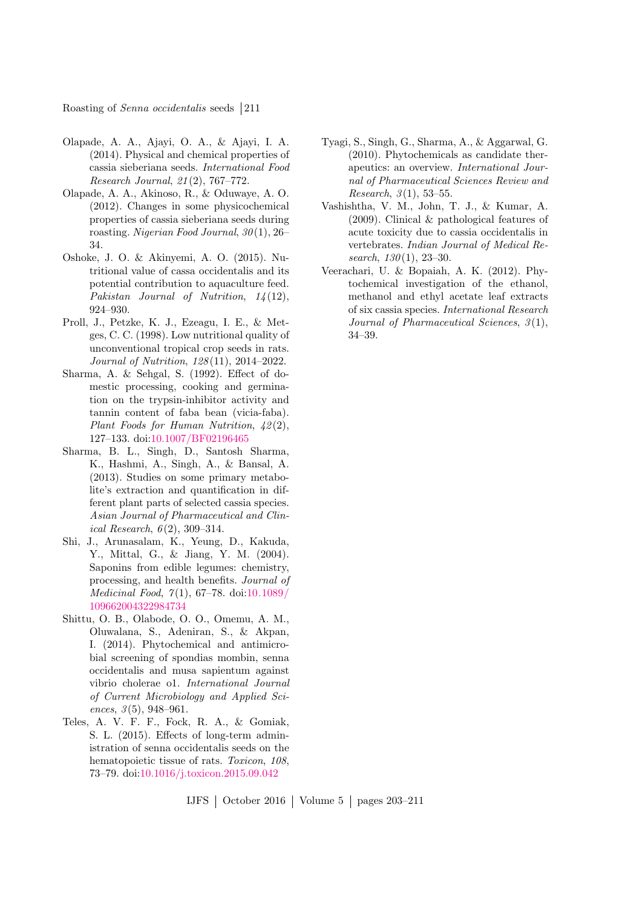Olapade, A. A., Ajayi, O. A., & Ajayi, I. A. (2014). Physical and chemical properties of cassia sieberiana seeds. *International Food Research Journal*, *21*(2), 767–772.

Olapade, A. A., Akinoso, R., & Oduwaye, A. O. (2012). Changes in some physicochemical properties of cassia sieberiana seeds during roasting. *Nigerian Food Journal*, *30*(1), 26–34.

Oshoke, J. O. & Akinyemi, A. O. (2015). Nutritional value of cassa occidentalis and its potential contribution to aquaculture feed. *Pakistan Journal of Nutrition*, *14*(12), 924–930.

Proll, J., Petzke, K. J., Ezeagu, I. E., & Metges, C. C. (1998). Low nutritional quality of unconventional tropical crop seeds in rats. *Journal of Nutrition*, *128*(11), 2014–2022.

Sharma, A. & Sehgal, S. (1992). Effect of domestic processing, cooking and germination on the trypsin-inhibitor activity and tannin content of faba bean (vicia-faba). *Plant Foods for Human Nutrition*, *42*(2), 127–133. doi:10.1007/BF02196465

Sharma, B. L., Singh, D., Santosh Sharma, K., Hashmi, A., Singh, A., & Bansal, A. (2013). Studies on some primary metabolite's extraction and quantification in different plant parts of selected cassia species. *Asian Journal of Pharmaceutical and Clinical Research*, *6*(2), 309–314.

Shi, J., Arunasalam, K., Yeung, D., Kakuda, Y., Mittal, G., & Jiang, Y. M. (2004). Saponins from edible legumes: chemistry, processing, and health benefits. *Journal of Medicinal Food*, *7*(1), 67–78. doi:10.1089/109662004322984734

Shittu, O. B., Olabode, O. O., Omemu, A. M., Oluwalana, S., Adeniran, S., & Akpan, I. (2014). Phytochemical and antimicrobial screening of spondias mombin, senna occidentalis and musa sapientum against vibrio cholerae o1. *International Journal of Current Microbiology and Applied Sciences*, *3*(5), 948–961.

Teles, A. V. F. F., Fock, R. A., & Gomiak, S. L. (2015). Effects of long-term administration of senna occidentalis seeds on the hematopoietic tissue of rats. *Toxicon*, *108*, 73–79. doi:10.1016/j.toxicon.2015.09.042

Tyagi, S., Singh, G., Sharma, A., & Aggarwal, G. (2010). Phytochemicals as candidate therapeutics: an overview. *International Journal of Pharmaceutical Sciences Review and Research*, *3*(1), 53–55.

Vashishtha, V. M., John, T. J., & Kumar, A. (2009). Clinical & pathological features of acute toxicity due to cassia occidentalis in vertebrates. *Indian Journal of Medical Research*, *130*(1), 23–30.

Veerachari, U. & Bopaiah, A. K. (2012). Phytochemical investigation of the ethanol, methanol and ethyl acetate leaf extracts of six cassia species. *International Research Journal of Pharmaceutical Sciences*, *3*(1), 34–39.